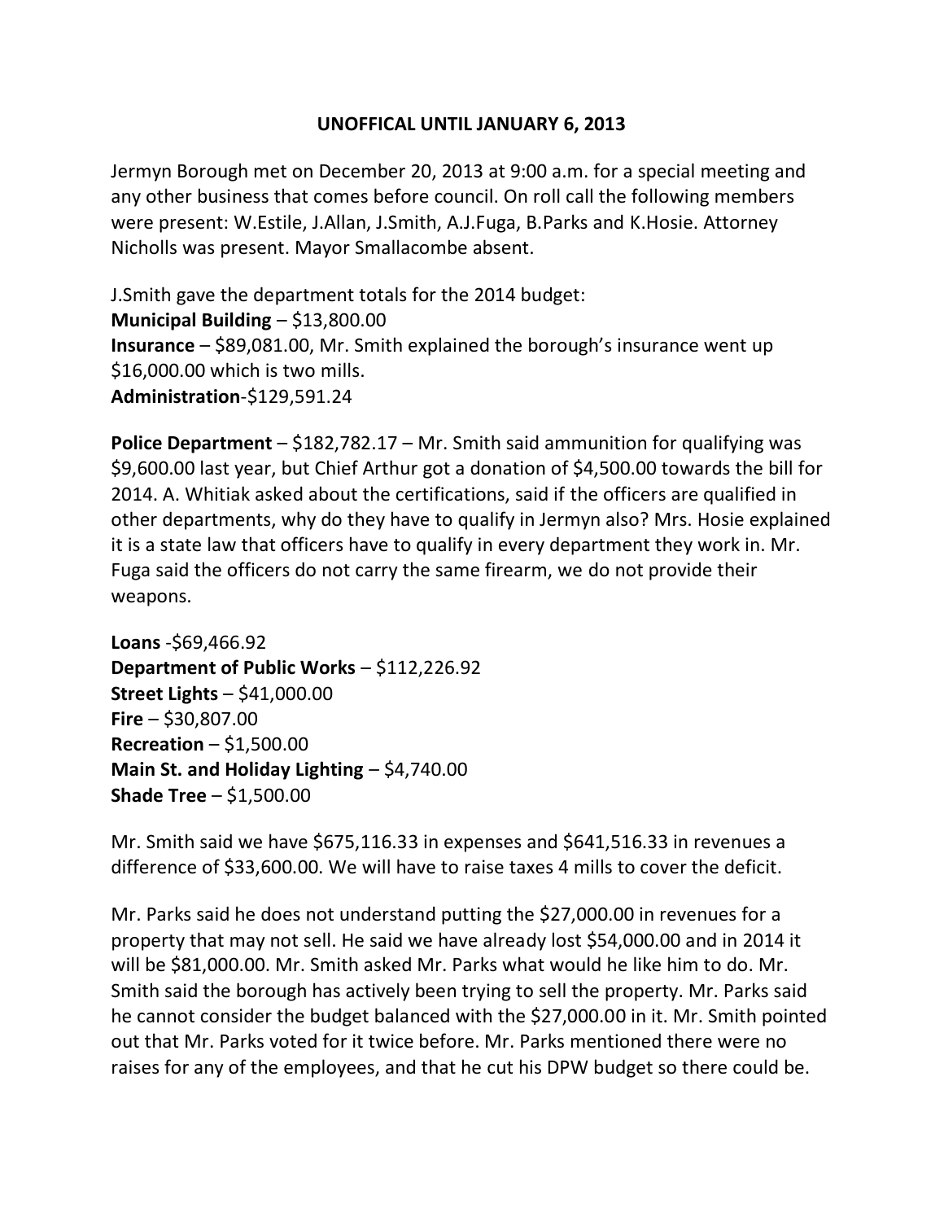# UNOFFICAL UNTIL JANUARY 6, 2013

Jermyn Borough met on December 20, 2013 at 9:00 a.m. for a special meeting and any other business that comes before council. On roll call the following members were present: W.Estile, J.Allan, J.Smith, A.J.Fuga, B.Parks and K.Hosie. Attorney Nicholls was present. Mayor Smallacombe absent.

J.Smith gave the department totals for the 2014 budget:
**Municipal Building** – $13,800.00
**Insurance** – $89,081.00, Mr. Smith explained the borough's insurance went up $16,000.00 which is two mills.
**Administration**-$129,591.24

**Police Department** – $182,782.17 – Mr. Smith said ammunition for qualifying was $9,600.00 last year, but Chief Arthur got a donation of $4,500.00 towards the bill for 2014. A. Whitiak asked about the certifications, said if the officers are qualified in other departments, why do they have to qualify in Jermyn also? Mrs. Hosie explained it is a state law that officers have to qualify in every department they work in. Mr. Fuga said the officers do not carry the same firearm, we do not provide their weapons.

**Loans** -$69,466.92
**Department of Public Works** – $112,226.92
**Street Lights** – $41,000.00
**Fire** – $30,807.00
**Recreation** – $1,500.00
**Main St. and Holiday Lighting** – $4,740.00
**Shade Tree** – $1,500.00

Mr. Smith said we have $675,116.33 in expenses and $641,516.33 in revenues a difference of $33,600.00. We will have to raise taxes 4 mills to cover the deficit.

Mr. Parks said he does not understand putting the $27,000.00 in revenues for a property that may not sell. He said we have already lost $54,000.00 and in 2014 it will be $81,000.00. Mr. Smith asked Mr. Parks what would he like him to do. Mr. Smith said the borough has actively been trying to sell the property. Mr. Parks said he cannot consider the budget balanced with the $27,000.00 in it. Mr. Smith pointed out that Mr. Parks voted for it twice before. Mr. Parks mentioned there were no raises for any of the employees, and that he cut his DPW budget so there could be.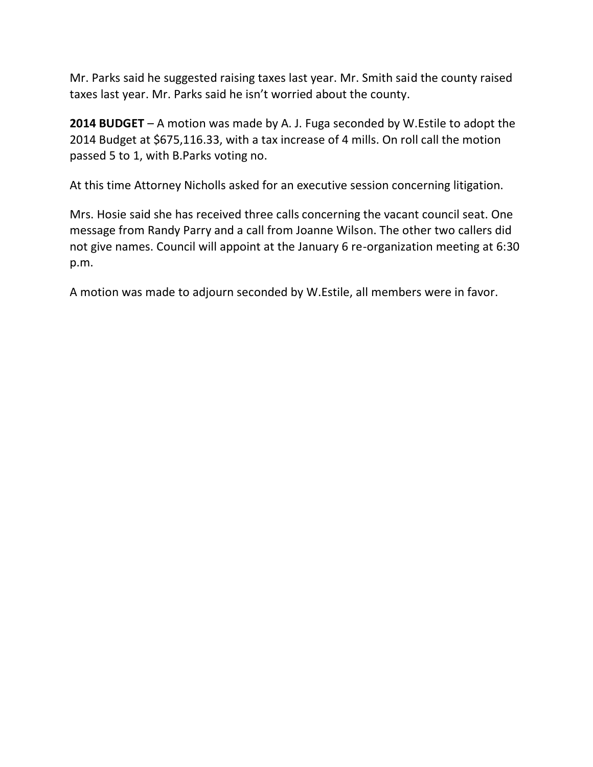Mr. Parks said he suggested raising taxes last year. Mr. Smith said the county raised taxes last year. Mr. Parks said he isn't worried about the county.

**2014 BUDGET** – A motion was made by A. J. Fuga seconded by W.Estile to adopt the 2014 Budget at $675,116.33, with a tax increase of 4 mills. On roll call the motion passed 5 to 1, with B.Parks voting no.

At this time Attorney Nicholls asked for an executive session concerning litigation.

Mrs. Hosie said she has received three calls concerning the vacant council seat. One message from Randy Parry and a call from Joanne Wilson. The other two callers did not give names. Council will appoint at the January 6 re-organization meeting at 6:30 p.m.

A motion was made to adjourn seconded by W.Estile, all members were in favor.